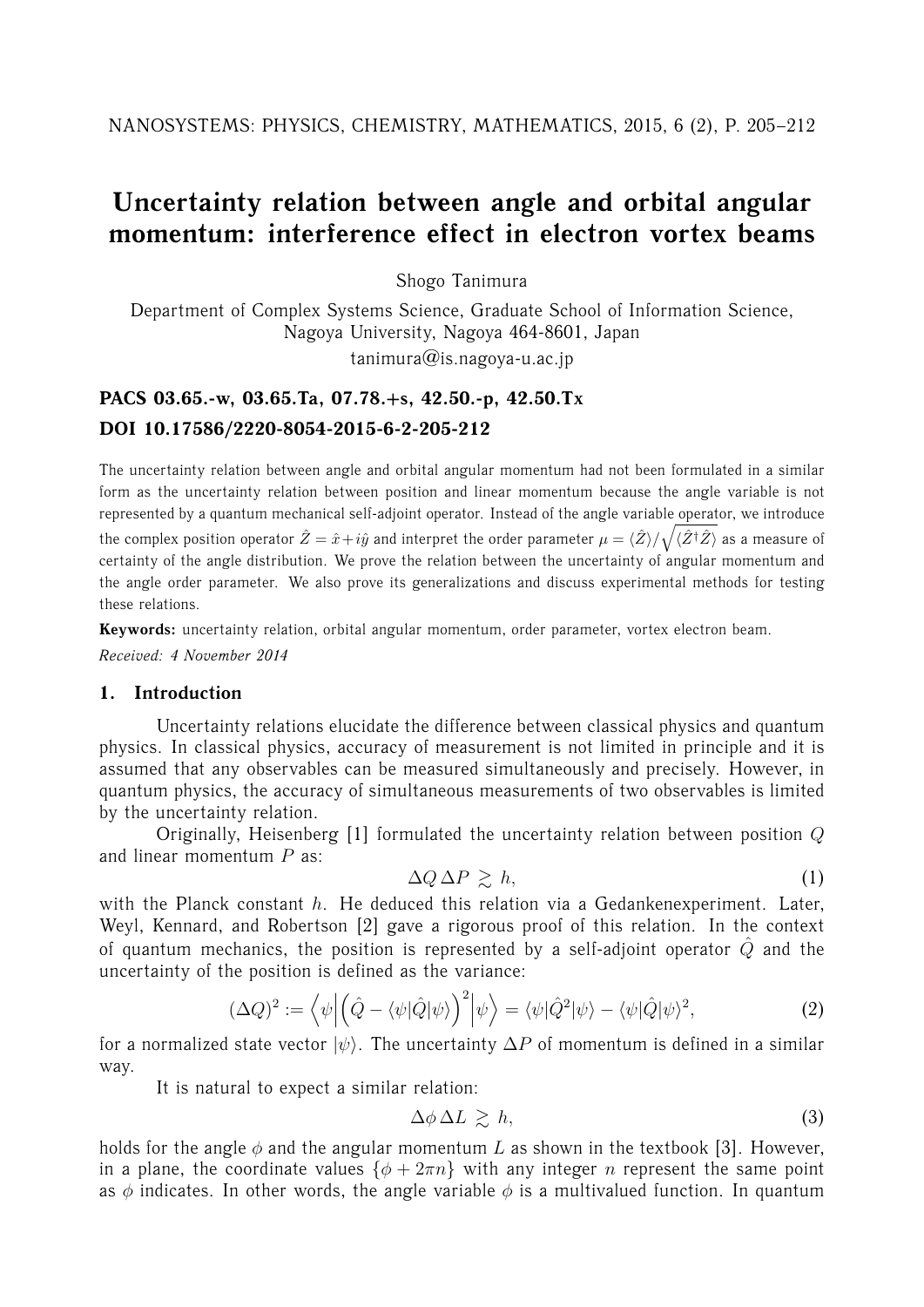# Uncertainty relation between angle and orbital angular momentum: interference effect in electron vortex beams

Shogo Tanimura

Department of Complex Systems Science, Graduate School of Information Science, Nagoya University, Nagoya 464-8601, Japan

tanimura@is.nagoya-u.ac.jp

**PACS 03.65.-w, 03.65.Ta, 07.78.+s, 42.50.-p, 42.50.Tx**

**DOI 10.17586/2220-8054-2015-6-2-205-212**

The uncertainty relation between angle and orbital angular momentum had not been formulated in a similar form as the uncertainty relation between position and linear momentum because the angle variable is not represented by a quantum mechanical self-adjoint operator. Instead of the angle variable operator, we introduce the complex position operator $\hat{Z} = \hat{x} + i\hat{y}$ and interpret the order parameter $\mu = \langle \hat{Z} \rangle / \sqrt{\langle \hat{Z}^{\dagger} \hat{Z} \rangle}$ as a measure of certainty of the angle distribution. We prove the relation between the uncertainty of angular momentum and the angle order parameter. We also prove its generalizations and discuss experimental methods for testing these relations.

**Keywords:** uncertainty relation, orbital angular momentum, order parameter, vortex electron beam.

*Received: 4 November 2014*

## 1. Introduction

Uncertainty relations elucidate the difference between classical physics and quantum physics. In classical physics, accuracy of measurement is not limited in principle and it is assumed that any observables can be measured simultaneously and precisely. However, in quantum physics, the accuracy of simultaneous measurements of two observables is limited by the uncertainty relation.

Originally, Heisenberg [1] formulated the uncertainty relation between position $Q$ and linear momentum $P$ as:

$$\Delta Q \, \Delta P \gtrsim h, \tag{1}$$

with the Planck constant $h$. He deduced this relation via a Gedankenexperiment. Later, Weyl, Kennard, and Robertson [2] gave a rigorous proof of this relation. In the context of quantum mechanics, the position is represented by a self-adjoint operator $\hat{Q}$ and the uncertainty of the position is defined as the variance:

$$(\Delta Q)^2 := \left\langle \psi \middle| \left( \hat{Q} - \langle \psi | \hat{Q} | \psi \rangle \right)^2 \middle| \psi \right\rangle = \langle \psi | \hat{Q}^2 | \psi \rangle - \langle \psi | \hat{Q} | \psi \rangle^2, \tag{2}$$

for a normalized state vector $|\psi\rangle$. The uncertainty $\Delta P$ of momentum is defined in a similar way.

It is natural to expect a similar relation:

$$\Delta \phi \, \Delta L \gtrsim h, \tag{3}$$

holds for the angle $\phi$ and the angular momentum $L$ as shown in the textbook [3]. However, in a plane, the coordinate values $\{\phi + 2\pi n\}$ with any integer $n$ represent the same point as $\phi$ indicates. In other words, the angle variable $\phi$ is a multivalued function. In quantum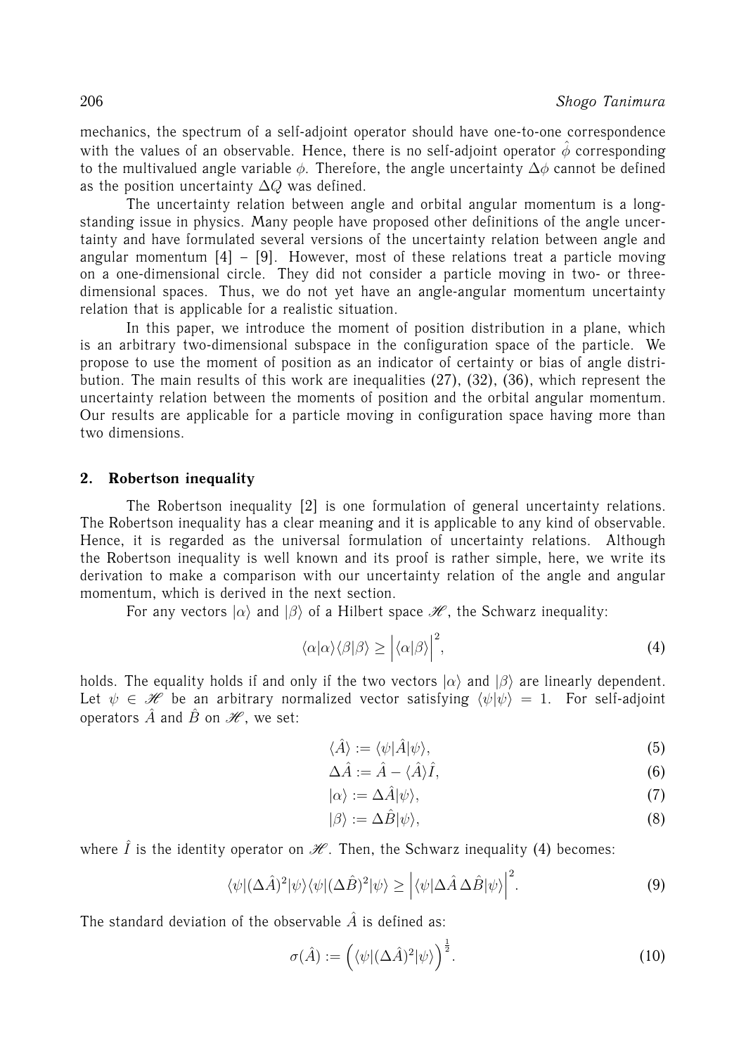mechanics, the spectrum of a self-adjoint operator should have one-to-one correspondence with the values of an observable. Hence, there is no self-adjoint operator $\hat{\phi}$ corresponding to the multivalued angle variable $\phi$. Therefore, the angle uncertainty $\Delta\phi$ cannot be defined as the position uncertainty $\Delta Q$ was defined.

The uncertainty relation between angle and orbital angular momentum is a longstanding issue in physics. Many people have proposed other definitions of the angle uncertainty and have formulated several versions of the uncertainty relation between angle and angular momentum [4] – [9]. However, most of these relations treat a particle moving on a one-dimensional circle. They did not consider a particle moving in two- or three-dimensional spaces. Thus, we do not yet have an angle-angular momentum uncertainty relation that is applicable for a realistic situation.

In this paper, we introduce the moment of position distribution in a plane, which is an arbitrary two-dimensional subspace in the configuration space of the particle. We propose to use the moment of position as an indicator of certainty or bias of angle distribution. The main results of this work are inequalities (27), (32), (36), which represent the uncertainty relation between the moments of position and the orbital angular momentum. Our results are applicable for a particle moving in configuration space having more than two dimensions.

## 2. Robertson inequality

The Robertson inequality [2] is one formulation of general uncertainty relations. The Robertson inequality has a clear meaning and it is applicable to any kind of observable. Hence, it is regarded as the universal formulation of uncertainty relations. Although the Robertson inequality is well known and its proof is rather simple, here, we write its derivation to make a comparison with our uncertainty relation of the angle and angular momentum, which is derived in the next section.

For any vectors $|\alpha\rangle$ and $|\beta\rangle$ of a Hilbert space $\mathscr{H}$, the Schwarz inequality:

$$\langle\alpha|\alpha\rangle\langle\beta|\beta\rangle \geq \Big|\langle\alpha|\beta\rangle\Big|^2, \tag{4}$$

holds. The equality holds if and only if the two vectors $|\alpha\rangle$ and $|\beta\rangle$ are linearly dependent. Let $\psi \in \mathscr{H}$ be an arbitrary normalized vector satisfying $\langle\psi|\psi\rangle = 1$. For self-adjoint operators $\hat{A}$ and $\hat{B}$ on $\mathscr{H}$, we set:

$$\langle\hat{A}\rangle := \langle\psi|\hat{A}|\psi\rangle, \tag{5}$$

$$\Delta\hat{A} := \hat{A} - \langle\hat{A}\rangle\hat{I}, \tag{6}$$

$$|\alpha\rangle := \Delta\hat{A}|\psi\rangle, \tag{7}$$

$$|\beta\rangle := \Delta\hat{B}|\psi\rangle, \tag{8}$$

where $\hat{I}$ is the identity operator on $\mathscr{H}$. Then, the Schwarz inequality (4) becomes:

$$\langle\psi|(\Delta\hat{A})^2|\psi\rangle\langle\psi|(\Delta\hat{B})^2|\psi\rangle \geq \Big|\langle\psi|\Delta\hat{A}\,\Delta\hat{B}|\psi\rangle\Big|^2. \tag{9}$$

The standard deviation of the observable $\hat{A}$ is defined as:

$$\sigma(\hat{A}) := \Big(\langle\psi|(\Delta\hat{A})^2|\psi\rangle\Big)^{\frac{1}{2}}. \tag{10}$$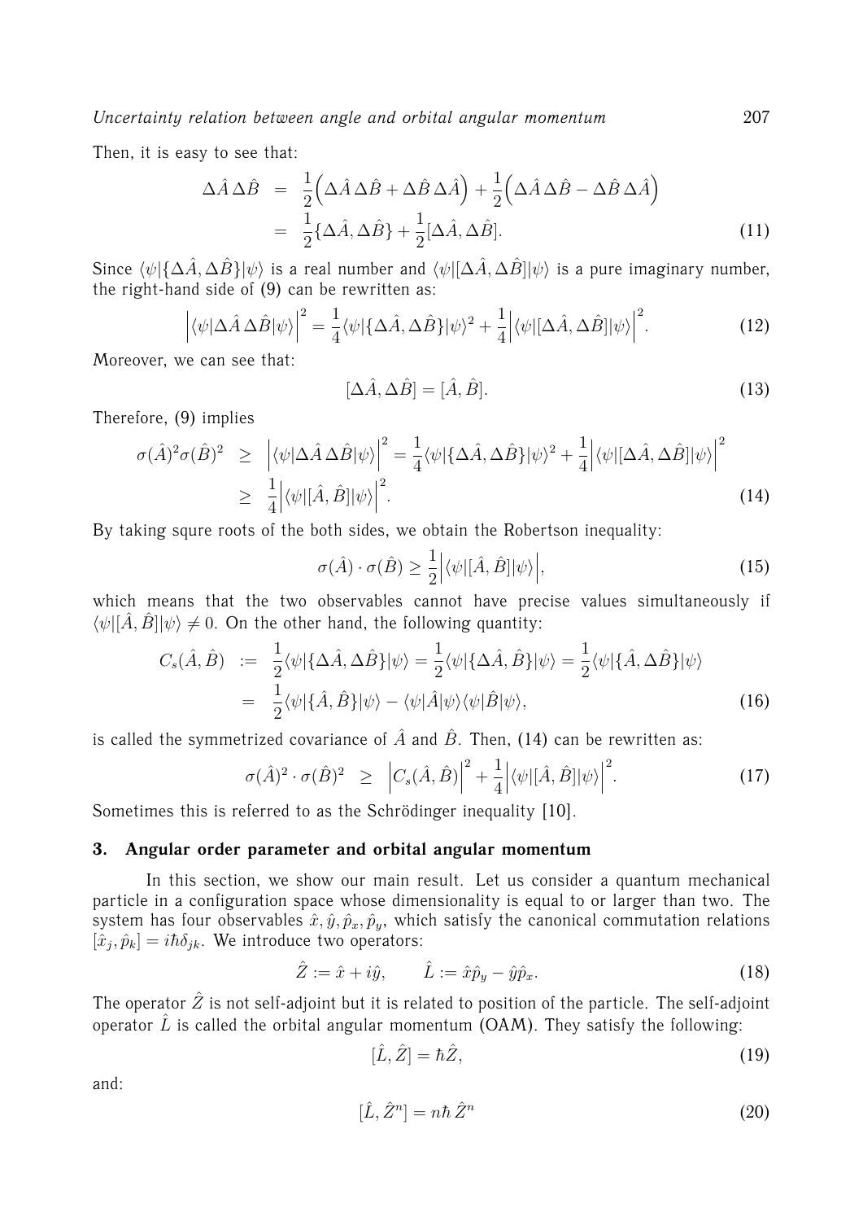Then, it is easy to see that:

$$
\begin{aligned}
\Delta\hat{A}\,\Delta\hat{B} &= \frac{1}{2}\Big(\Delta\hat{A}\,\Delta\hat{B} + \Delta\hat{B}\,\Delta\hat{A}\Big) + \frac{1}{2}\Big(\Delta\hat{A}\,\Delta\hat{B} - \Delta\hat{B}\,\Delta\hat{A}\Big) \\
&= \frac{1}{2}\{\Delta\hat{A}, \Delta\hat{B}\} + \frac{1}{2}[\Delta\hat{A}, \Delta\hat{B}]. \qquad (11)
\end{aligned}
$$

Since $\langle\psi|\{\Delta\hat{A}, \Delta\hat{B}\}|\psi\rangle$ is a real number and $\langle\psi|[\Delta\hat{A}, \Delta\hat{B}]|\psi\rangle$ is a pure imaginary number, the right-hand side of (9) can be rewritten as:

$$
\Big|\langle\psi|\Delta\hat{A}\,\Delta\hat{B}|\psi\rangle\Big|^2 = \frac{1}{4}\langle\psi|\{\Delta\hat{A}, \Delta\hat{B}\}|\psi\rangle^2 + \frac{1}{4}\Big|\langle\psi|[\Delta\hat{A}, \Delta\hat{B}]|\psi\rangle\Big|^2. \qquad (12)
$$

Moreover, we can see that:

$$
[\Delta\hat{A}, \Delta\hat{B}] = [\hat{A}, \hat{B}]. \qquad (13)
$$

Therefore, (9) implies

$$
\begin{aligned}
\sigma(\hat{A})^2\sigma(\hat{B})^2 &\geq \Big|\langle\psi|\Delta\hat{A}\,\Delta\hat{B}|\psi\rangle\Big|^2 = \frac{1}{4}\langle\psi|\{\Delta\hat{A}, \Delta\hat{B}\}|\psi\rangle^2 + \frac{1}{4}\Big|\langle\psi|[\Delta\hat{A}, \Delta\hat{B}]|\psi\rangle\Big|^2 \\
&\geq \frac{1}{4}\Big|\langle\psi|[\hat{A}, \hat{B}]|\psi\rangle\Big|^2. \qquad (14)
\end{aligned}
$$

By taking squre roots of the both sides, we obtain the Robertson inequality:

$$
\sigma(\hat{A})\cdot\sigma(\hat{B}) \geq \frac{1}{2}\Big|\langle\psi|[\hat{A}, \hat{B}]|\psi\rangle\Big|, \qquad (15)
$$

which means that the two observables cannot have precise values simultaneously if $\langle\psi|[\hat{A}, \hat{B}]|\psi\rangle \neq 0$. On the other hand, the following quantity:

$$
\begin{aligned}
C_s(\hat{A}, \hat{B}) &:= \frac{1}{2}\langle\psi|\{\Delta\hat{A}, \Delta\hat{B}\}|\psi\rangle = \frac{1}{2}\langle\psi|\{\Delta\hat{A}, \hat{B}\}|\psi\rangle = \frac{1}{2}\langle\psi|\{\hat{A}, \Delta\hat{B}\}|\psi\rangle \\
&= \frac{1}{2}\langle\psi|\{\hat{A}, \hat{B}\}|\psi\rangle - \langle\psi|\hat{A}|\psi\rangle\langle\psi|\hat{B}|\psi\rangle, \qquad (16)
\end{aligned}
$$

is called the symmetrized covariance of $\hat{A}$ and $\hat{B}$. Then, (14) can be rewritten as:

$$
\sigma(\hat{A})^2\cdot\sigma(\hat{B})^2 \geq \Big|C_s(\hat{A}, \hat{B})\Big|^2 + \frac{1}{4}\Big|\langle\psi|[\hat{A}, \hat{B}]|\psi\rangle\Big|^2. \qquad (17)
$$

Sometimes this is referred to as the Schrödinger inequality [10].

## 3. Angular order parameter and orbital angular momentum

In this section, we show our main result. Let us consider a quantum mechanical particle in a configuration space whose dimensionality is equal to or larger than two. The system has four observables $\hat{x}, \hat{y}, \hat{p}_x, \hat{p}_y$, which satisfy the canonical commutation relations $[\hat{x}_j, \hat{p}_k] = i\hbar\delta_{jk}$. We introduce two operators:

$$
\hat{Z} := \hat{x} + i\hat{y}, \qquad \hat{L} := \hat{x}\hat{p}_y - \hat{y}\hat{p}_x. \qquad (18)
$$

The operator $\hat{Z}$ is not self-adjoint but it is related to position of the particle. The self-adjoint operator $\hat{L}$ is called the orbital angular momentum (OAM). They satisfy the following:

$$
[\hat{L}, \hat{Z}] = \hbar\hat{Z}, \qquad (19)
$$

and:

$$
[\hat{L}, \hat{Z}^n] = n\hbar\,\hat{Z}^n \qquad (20)
$$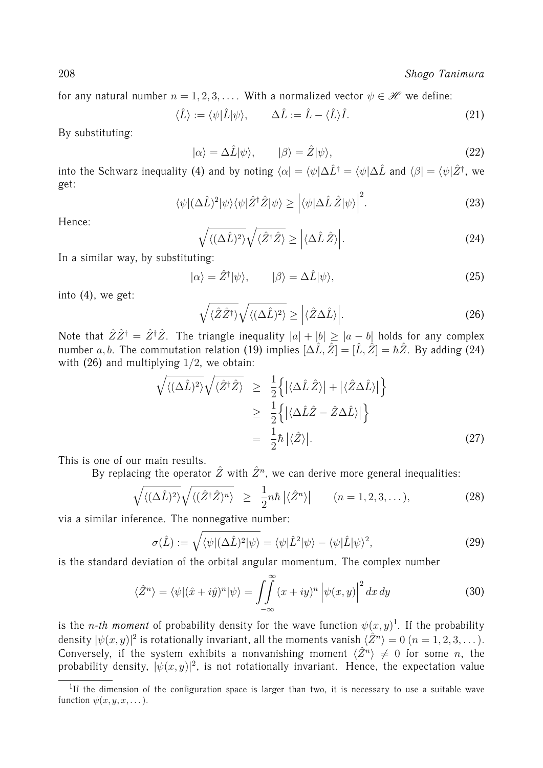for any natural number $n = 1, 2, 3, \dots$. With a normalized vector $\psi \in \mathscr{H}$ we define:

$$\langle \hat{L} \rangle := \langle \psi | \hat{L} | \psi \rangle, \qquad \Delta \hat{L} := \hat{L} - \langle \hat{L} \rangle \hat{I}. \tag{21}$$

By substituting:

$$|\alpha\rangle = \Delta \hat{L} |\psi\rangle, \qquad |\beta\rangle = \hat{Z} |\psi\rangle, \tag{22}$$

into the Schwarz inequality (4) and by noting $\langle \alpha | = \langle \psi | \Delta \hat{L}^\dagger = \langle \psi | \Delta \hat{L}$ and $\langle \beta | = \langle \psi | \hat{Z}^\dagger$, we get:

$$\langle \psi | (\Delta \hat{L})^2 | \psi \rangle \langle \psi | \hat{Z}^\dagger \hat{Z} | \psi \rangle \geq \Big| \langle \psi | \Delta \hat{L} \, \hat{Z} | \psi \rangle \Big|^2. \tag{23}$$

Hence:

$$\sqrt{\langle (\Delta \hat{L})^2 \rangle} \sqrt{\langle \hat{Z}^\dagger \hat{Z} \rangle} \geq \Big| \langle \Delta \hat{L} \, \hat{Z} \rangle \Big|. \tag{24}$$

In a similar way, by substituting:

$$|\alpha\rangle = \hat{Z}^\dagger |\psi\rangle, \qquad |\beta\rangle = \Delta \hat{L} |\psi\rangle, \tag{25}$$

into (4), we get:

$$\sqrt{\langle \hat{Z} \hat{Z}^\dagger \rangle} \sqrt{\langle (\Delta \hat{L})^2 \rangle} \geq \Big| \langle \hat{Z} \Delta \hat{L} \rangle \Big|. \tag{26}$$

Note that $\hat{Z} \hat{Z}^\dagger = \hat{Z}^\dagger \hat{Z}$. The triangle inequality $|a| + |b| \geq |a - b|$ holds for any complex number $a, b$. The commutation relation (19) implies $[\Delta \hat{L}, \hat{Z}] = [\hat{L}, \hat{Z}] = \hbar \hat{Z}$. By adding (24) with (26) and multiplying $1/2$, we obtain:

$$\begin{aligned}
\sqrt{\langle (\Delta \hat{L})^2 \rangle} \sqrt{\langle \hat{Z}^\dagger \hat{Z} \rangle} &\geq \frac{1}{2} \Big\{ \big| \langle \Delta \hat{L} \, \hat{Z} \rangle \big| + \big| \langle \hat{Z} \Delta \hat{L} \rangle \big| \Big\} \\
&\geq \frac{1}{2} \Big\{ \big| \langle \Delta \hat{L} \hat{Z} - \hat{Z} \Delta \hat{L} \rangle \big| \Big\} \\
&= \frac{1}{2} \hbar \, \big| \langle \hat{Z} \rangle \big|.
\end{aligned} \tag{27}$$

This is one of our main results.

By replacing the operator $\hat{Z}$ with $\hat{Z}^n$, we can derive more general inequalities:

$$\sqrt{\langle (\Delta \hat{L})^2 \rangle} \sqrt{\langle (\hat{Z}^\dagger \hat{Z})^n \rangle} \geq \frac{1}{2} n \hbar \, \big| \langle \hat{Z}^n \rangle \big| \qquad (n = 1, 2, 3, \dots), \tag{28}$$

via a similar inference. The nonnegative number:

$$\sigma(\hat{L}) := \sqrt{\langle \psi | (\Delta \hat{L})^2 | \psi \rangle} = \langle \psi | \hat{L}^2 | \psi \rangle - \langle \psi | \hat{L} | \psi \rangle^2, \tag{29}$$

is the standard deviation of the orbital angular momentum. The complex number

$$\langle \hat{Z}^n \rangle = \langle \psi | (\hat{x} + i \hat{y})^n | \psi \rangle = \iint\limits_{-\infty}^{\infty} (x + iy)^n \Big| \psi(x, y) \Big|^2 dx \, dy \tag{30}$$

is the *n-th moment* of probability density for the wave function $\psi(x, y)$[1]. If the probability density $|\psi(x, y)|^2$ is rotationally invariant, all the moments vanish $\langle \hat{Z}^n \rangle = 0$ $(n = 1, 2, 3, \dots)$. Conversely, if the system exhibits a nonvanishing moment $\langle \hat{Z}^n \rangle \neq 0$ for some $n$, the probability density, $|\psi(x, y)|^2$, is not rotationally invariant. Hence, the expectation value

---

[1] If the dimension of the configuration space is larger than two, it is necessary to use a suitable wave function $\psi(x, y, x, \dots)$.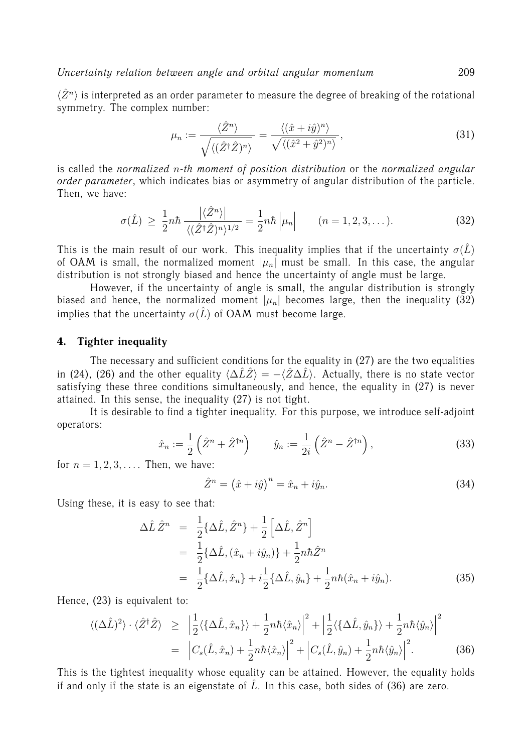$\langle \hat{Z}^n \rangle$ is interpreted as an order parameter to measure the degree of breaking of the rotational symmetry. The complex number:

$$\mu_n := \frac{\langle \hat{Z}^n \rangle}{\sqrt{\langle (\hat{Z}^\dagger \hat{Z})^n \rangle}} = \frac{\langle (\hat{x} + i\hat{y})^n \rangle}{\sqrt{\langle (\hat{x}^2 + \hat{y}^2)^n \rangle}}, \tag{31}$$

is called the *normalized n-th moment of position distribution* or the *normalized angular order parameter*, which indicates bias or asymmetry of angular distribution of the particle. Then, we have:

$$\sigma(\hat{L}) \ \geq \ \frac{1}{2} n\hbar \, \frac{\left| \langle \hat{Z}^n \rangle \right|}{\langle (\hat{Z}^\dagger \hat{Z})^n \rangle^{1/2}} = \frac{1}{2} n\hbar \left| \mu_n \right| \qquad (n = 1, 2, 3, \dots). \tag{32}$$

This is the main result of our work. This inequality implies that if the uncertainty $\sigma(\hat{L})$ of OAM is small, the normalized moment $|\mu_n|$ must be small. In this case, the angular distribution is not strongly biased and hence the uncertainty of angle must be large.

However, if the uncertainty of angle is small, the angular distribution is strongly biased and hence, the normalized moment $|\mu_n|$ becomes large, then the inequality (32) implies that the uncertainty $\sigma(\hat{L})$ of OAM must become large.

## 4. Tighter inequality

The necessary and sufficient conditions for the equality in (27) are the two equalities in (24), (26) and the other equality $\langle \Delta\hat{L}\hat{Z} \rangle = -\langle \hat{Z}\Delta\hat{L} \rangle$. Actually, there is no state vector satisfying these three conditions simultaneously, and hence, the equality in (27) is never attained. In this sense, the inequality (27) is not tight.

It is desirable to find a tighter inequality. For this purpose, we introduce self-adjoint operators:

$$\hat{x}_n := \frac{1}{2} \left( \hat{Z}^n + \hat{Z}^{\dagger n} \right) \qquad \hat{y}_n := \frac{1}{2i} \left( \hat{Z}^n - \hat{Z}^{\dagger n} \right), \tag{33}$$

for $n = 1, 2, 3, \dots$. Then, we have:

$$\hat{Z}^n = \left( \hat{x} + i\hat{y} \right)^n = \hat{x}_n + i\hat{y}_n. \tag{34}$$

Using these, it is easy to see that:

$$\begin{aligned} \Delta\hat{L}\,\hat{Z}^n &= \frac{1}{2}\{\Delta\hat{L}, \hat{Z}^n\} + \frac{1}{2}\left[\Delta\hat{L}, \hat{Z}^n\right] \\ &= \frac{1}{2}\{\Delta\hat{L}, (\hat{x}_n + i\hat{y}_n)\} + \frac{1}{2}n\hbar\hat{Z}^n \\ &= \frac{1}{2}\{\Delta\hat{L}, \hat{x}_n\} + i\frac{1}{2}\{\Delta\hat{L}, \hat{y}_n\} + \frac{1}{2}n\hbar(\hat{x}_n + i\hat{y}_n). \end{aligned} \tag{35}$$

Hence, (23) is equivalent to:

$$\begin{aligned} \langle (\Delta\hat{L})^2 \rangle \cdot \langle \hat{Z}^\dagger \hat{Z} \rangle &\geq \left| \frac{1}{2}\langle \{\Delta\hat{L}, \hat{x}_n\} \rangle + \frac{1}{2}n\hbar\langle \hat{x}_n \rangle \right|^2 + \left| \frac{1}{2}\langle \{\Delta\hat{L}, \hat{y}_n\} \rangle + \frac{1}{2}n\hbar\langle \hat{y}_n \rangle \right|^2 \\ &= \left| C_s(\hat{L}, \hat{x}_n) + \frac{1}{2}n\hbar\langle \hat{x}_n \rangle \right|^2 + \left| C_s(\hat{L}, \hat{y}_n) + \frac{1}{2}n\hbar\langle \hat{y}_n \rangle \right|^2. \end{aligned} \tag{36}$$

This is the tightest inequality whose equality can be attained. However, the equality holds if and only if the state is an eigenstate of $\hat{L}$. In this case, both sides of (36) are zero.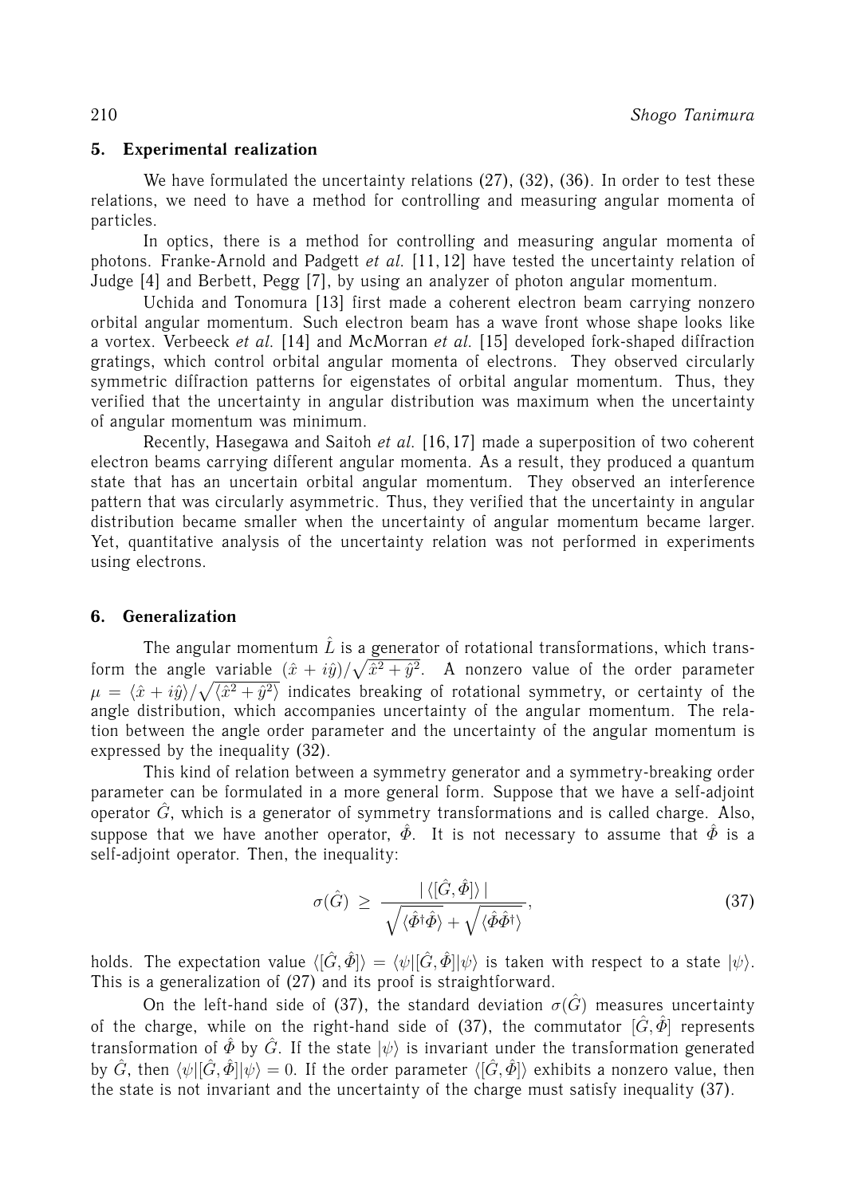## 5. Experimental realization

We have formulated the uncertainty relations (27), (32), (36). In order to test these relations, we need to have a method for controlling and measuring angular momenta of particles.

In optics, there is a method for controlling and measuring angular momenta of photons. Franke-Arnold and Padgett *et al.* [11, 12] have tested the uncertainty relation of Judge [4] and Berbett, Pegg [7], by using an analyzer of photon angular momentum.

Uchida and Tonomura [13] first made a coherent electron beam carrying nonzero orbital angular momentum. Such electron beam has a wave front whose shape looks like a vortex. Verbeeck *et al.* [14] and McMorran *et al.* [15] developed fork-shaped diffraction gratings, which control orbital angular momenta of electrons. They observed circularly symmetric diffraction patterns for eigenstates of orbital angular momentum. Thus, they verified that the uncertainty in angular distribution was maximum when the uncertainty of angular momentum was minimum.

Recently, Hasegawa and Saitoh *et al.* [16, 17] made a superposition of two coherent electron beams carrying different angular momenta. As a result, they produced a quantum state that has an uncertain orbital angular momentum. They observed an interference pattern that was circularly asymmetric. Thus, they verified that the uncertainty in angular distribution became smaller when the uncertainty of angular momentum became larger. Yet, quantitative analysis of the uncertainty relation was not performed in experiments using electrons.

## 6. Generalization

The angular momentum $\hat{L}$ is a generator of rotational transformations, which transform the angle variable $(\hat{x} + i\hat{y})/\sqrt{\hat{x}^2 + \hat{y}^2}$. A nonzero value of the order parameter $\mu = \langle \hat{x} + i\hat{y} \rangle / \sqrt{\langle \hat{x}^2 + \hat{y}^2 \rangle}$ indicates breaking of rotational symmetry, or certainty of the angle distribution, which accompanies uncertainty of the angular momentum. The relation between the angle order parameter and the uncertainty of the angular momentum is expressed by the inequality (32).

This kind of relation between a symmetry generator and a symmetry-breaking order parameter can be formulated in a more general form. Suppose that we have a self-adjoint operator $\hat{G}$, which is a generator of symmetry transformations and is called charge. Also, suppose that we have another operator, $\hat{\Phi}$. It is not necessary to assume that $\hat{\Phi}$ is a self-adjoint operator. Then, the inequality:

$$\sigma(\hat{G}) \geq \frac{|\langle [\hat{G}, \hat{\Phi}] \rangle|}{\sqrt{\langle \hat{\Phi}^\dagger \hat{\Phi} \rangle} + \sqrt{\langle \hat{\Phi} \hat{\Phi}^\dagger \rangle}}, \tag{37}$$

holds. The expectation value $\langle [\hat{G}, \hat{\Phi}] \rangle = \langle \psi | [\hat{G}, \hat{\Phi}] | \psi \rangle$ is taken with respect to a state $|\psi\rangle$. This is a generalization of (27) and its proof is straightforward.

On the left-hand side of (37), the standard deviation $\sigma(\hat{G})$ measures uncertainty of the charge, while on the right-hand side of (37), the commutator $[\hat{G}, \hat{\Phi}]$ represents transformation of $\hat{\Phi}$ by $\hat{G}$. If the state $|\psi\rangle$ is invariant under the transformation generated by $\hat{G}$, then $\langle \psi | [\hat{G}, \hat{\Phi}] | \psi \rangle = 0$. If the order parameter $\langle [\hat{G}, \hat{\Phi}] \rangle$ exhibits a nonzero value, then the state is not invariant and the uncertainty of the charge must satisfy inequality (37).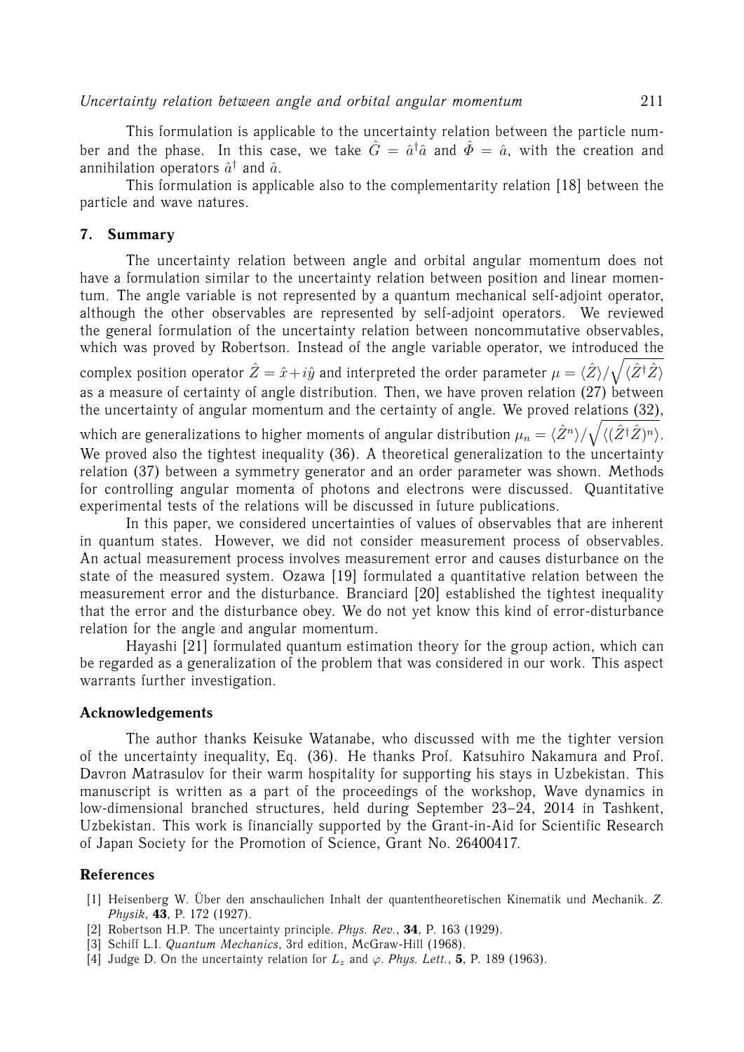This formulation is applicable to the uncertainty relation between the particle number and the phase. In this case, we take $\hat{G} = \hat{a}^\dagger \hat{a}$ and $\hat{\Phi} = \hat{a}$, with the creation and annihilation operators $\hat{a}^\dagger$ and $\hat{a}$.

This formulation is applicable also to the complementarity relation [18] between the particle and wave natures.

## 7. Summary

The uncertainty relation between angle and orbital angular momentum does not have a formulation similar to the uncertainty relation between position and linear momentum. The angle variable is not represented by a quantum mechanical self-adjoint operator, although the other observables are represented by self-adjoint operators. We reviewed the general formulation of the uncertainty relation between noncommutative observables, which was proved by Robertson. Instead of the angle variable operator, we introduced the complex position operator $\hat{Z} = \hat{x} + i\hat{y}$ and interpreted the order parameter $\mu = \langle \hat{Z} \rangle / \sqrt{\langle \hat{Z}^\dagger \hat{Z} \rangle}$ as a measure of certainty of angle distribution. Then, we have proven relation (27) between the uncertainty of angular momentum and the certainty of angle. We proved relations (32), which are generalizations to higher moments of angular distribution $\mu_n = \langle \hat{Z}^n \rangle / \sqrt{\langle (\hat{Z}^\dagger \hat{Z})^n \rangle}$. We proved also the tightest inequality (36). A theoretical generalization to the uncertainty relation (37) between a symmetry generator and an order parameter was shown. Methods for controlling angular momenta of photons and electrons were discussed. Quantitative experimental tests of the relations will be discussed in future publications.

In this paper, we considered uncertainties of values of observables that are inherent in quantum states. However, we did not consider measurement process of observables. An actual measurement process involves measurement error and causes disturbance on the state of the measured system. Ozawa [19] formulated a quantitative relation between the measurement error and the disturbance. Branciard [20] established the tightest inequality that the error and the disturbance obey. We do not yet know this kind of error-disturbance relation for the angle and angular momentum.

Hayashi [21] formulated quantum estimation theory for the group action, which can be regarded as a generalization of the problem that was considered in our work. This aspect warrants further investigation.

## Acknowledgements

The author thanks Keisuke Watanabe, who discussed with me the tighter version of the uncertainty inequality, Eq. (36). He thanks Prof. Katsuhiro Nakamura and Prof. Davron Matrasulov for their warm hospitality for supporting his stays in Uzbekistan. This manuscript is written as a part of the proceedings of the workshop, Wave dynamics in low-dimensional branched structures, held during September 23–24, 2014 in Tashkent, Uzbekistan. This work is financially supported by the Grant-in-Aid for Scientific Research of Japan Society for the Promotion of Science, Grant No. 26400417.

## References

[1] Heisenberg W. Über den anschaulichen Inhalt der quantentheoretischen Kinematik und Mechanik. *Z. Physik*, **43**, P. 172 (1927).

[2] Robertson H.P. The uncertainty principle. *Phys. Rev.*, **34**, P. 163 (1929).

[3] Schiff L.I. *Quantum Mechanics*, 3rd edition, McGraw-Hill (1968).

[4] Judge D. On the uncertainty relation for $L_z$ and $\varphi$. *Phys. Lett.*, **5**, P. 189 (1963).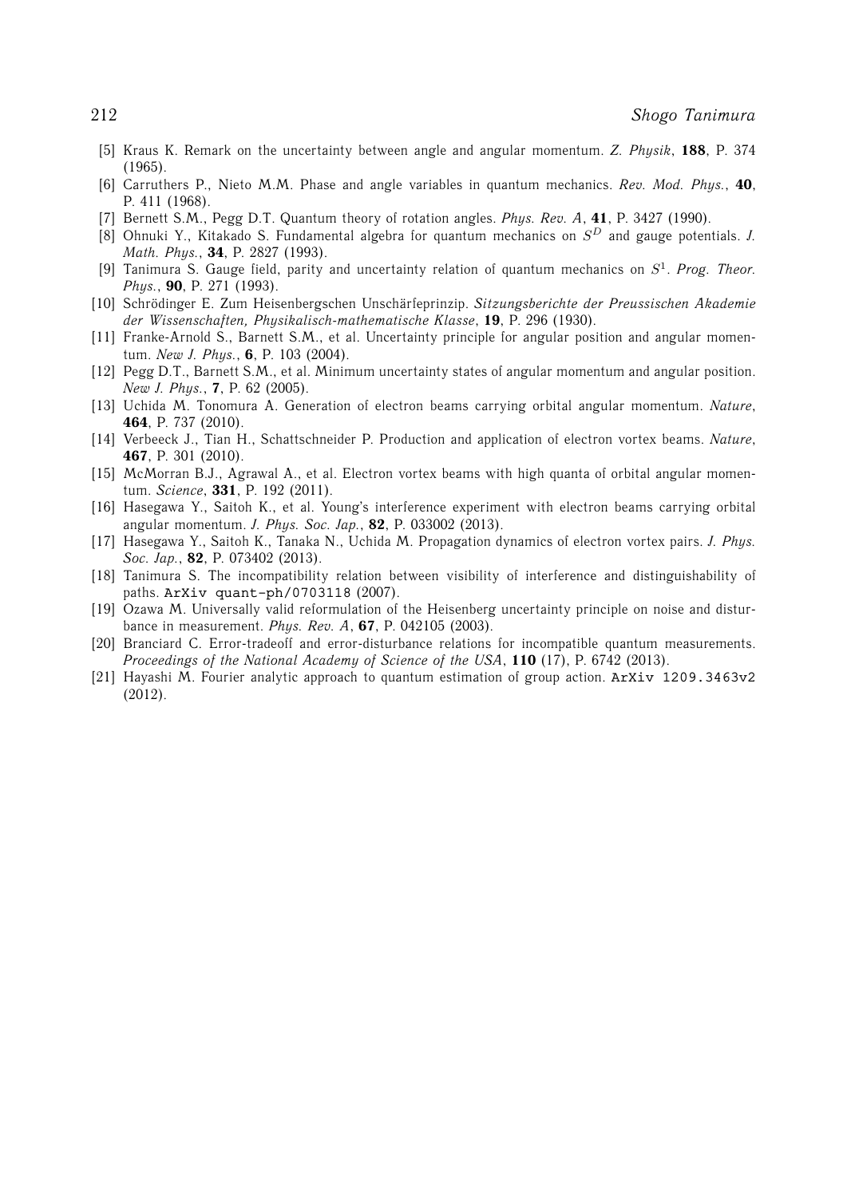[5] Kraus K. Remark on the uncertainty between angle and angular momentum. *Z. Physik*, **188**, P. 374 (1965).

[6] Carruthers P., Nieto M.M. Phase and angle variables in quantum mechanics. *Rev. Mod. Phys.*, **40**, P. 411 (1968).

[7] Bernett S.M., Pegg D.T. Quantum theory of rotation angles. *Phys. Rev. A*, **41**, P. 3427 (1990).

[8] Ohnuki Y., Kitakado S. Fundamental algebra for quantum mechanics on $S^D$ and gauge potentials. *J. Math. Phys.*, **34**, P. 2827 (1993).

[9] Tanimura S. Gauge field, parity and uncertainty relation of quantum mechanics on $S^1$. *Prog. Theor. Phys.*, **90**, P. 271 (1993).

[10] Schrödinger E. Zum Heisenbergschen Unschärfeprinzip. *Sitzungsberichte der Preussischen Akademie der Wissenschaften, Physikalisch-mathematische Klasse*, **19**, P. 296 (1930).

[11] Franke-Arnold S., Barnett S.M., et al. Uncertainty principle for angular position and angular momentum. *New J. Phys.*, **6**, P. 103 (2004).

[12] Pegg D.T., Barnett S.M., et al. Minimum uncertainty states of angular momentum and angular position. *New J. Phys.*, **7**, P. 62 (2005).

[13] Uchida M. Tonomura A. Generation of electron beams carrying orbital angular momentum. *Nature*, **464**, P. 737 (2010).

[14] Verbeeck J., Tian H., Schattschneider P. Production and application of electron vortex beams. *Nature*, **467**, P. 301 (2010).

[15] McMorran B.J., Agrawal A., et al. Electron vortex beams with high quanta of orbital angular momentum. *Science*, **331**, P. 192 (2011).

[16] Hasegawa Y., Saitoh K., et al. Young's interference experiment with electron beams carrying orbital angular momentum. *J. Phys. Soc. Jap.*, **82**, P. 033002 (2013).

[17] Hasegawa Y., Saitoh K., Tanaka N., Uchida M. Propagation dynamics of electron vortex pairs. *J. Phys. Soc. Jap.*, **82**, P. 073402 (2013).

[18] Tanimura S. The incompatibility relation between visibility of interference and distinguishability of paths. `ArXiv quant-ph/0703118` (2007).

[19] Ozawa M. Universally valid reformulation of the Heisenberg uncertainty principle on noise and disturbance in measurement. *Phys. Rev. A*, **67**, P. 042105 (2003).

[20] Branciard C. Error-tradeoff and error-disturbance relations for incompatible quantum measurements. *Proceedings of the National Academy of Science of the USA*, **110** (17), P. 6742 (2013).

[21] Hayashi M. Fourier analytic approach to quantum estimation of group action. `ArXiv 1209.3463v2` (2012).